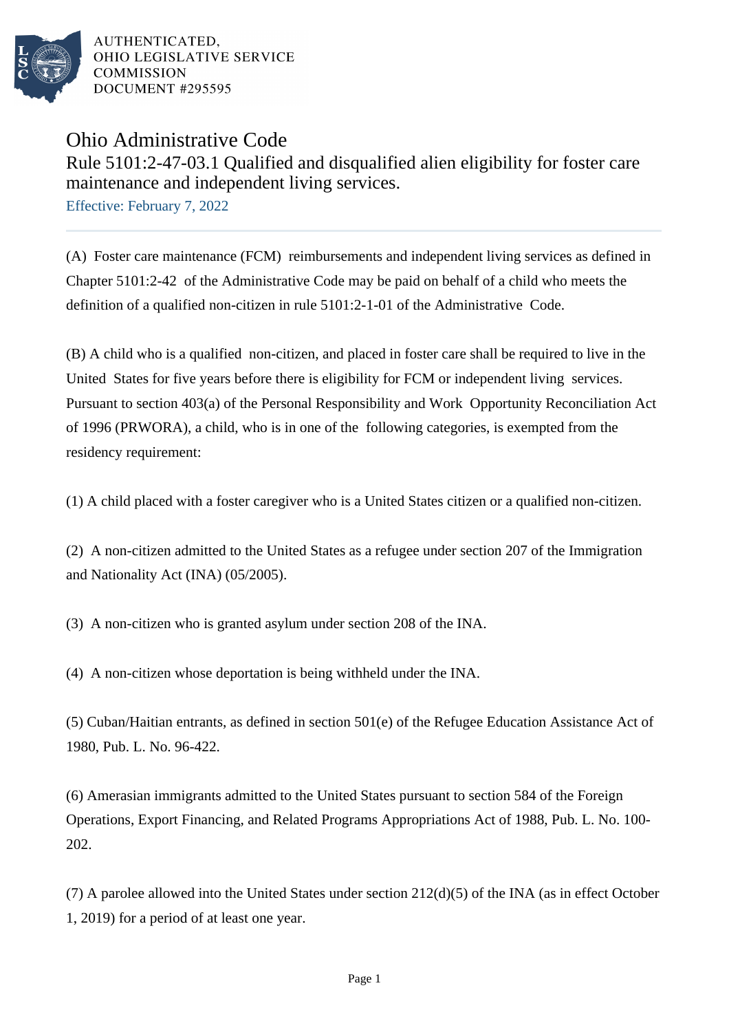AUTHENTICATED,
OHIO LEGISLATIVE SERVICE
COMMISSION
DOCUMENT #295595

# Ohio Administrative Code

## Rule 5101:2-47-03.1 Qualified and disqualified alien eligibility for foster care maintenance and independent living services.

Effective: February 7, 2022

(A) Foster care maintenance (FCM) reimbursements and independent living services as defined in Chapter 5101:2-42 of the Administrative Code may be paid on behalf of a child who meets the definition of a qualified non-citizen in rule 5101:2-1-01 of the Administrative Code.

(B) A child who is a qualified non-citizen, and placed in foster care shall be required to live in the United States for five years before there is eligibility for FCM or independent living services. Pursuant to section 403(a) of the Personal Responsibility and Work Opportunity Reconciliation Act of 1996 (PRWORA), a child, who is in one of the following categories, is exempted from the residency requirement:

(1) A child placed with a foster caregiver who is a United States citizen or a qualified non-citizen.

(2) A non-citizen admitted to the United States as a refugee under section 207 of the Immigration and Nationality Act (INA) (05/2005).

(3) A non-citizen who is granted asylum under section 208 of the INA.

(4) A non-citizen whose deportation is being withheld under the INA.

(5) Cuban/Haitian entrants, as defined in section 501(e) of the Refugee Education Assistance Act of 1980, Pub. L. No. 96-422.

(6) Amerasian immigrants admitted to the United States pursuant to section 584 of the Foreign Operations, Export Financing, and Related Programs Appropriations Act of 1988, Pub. L. No. 100-202.

(7) A parolee allowed into the United States under section 212(d)(5) of the INA (as in effect October 1, 2019) for a period of at least one year.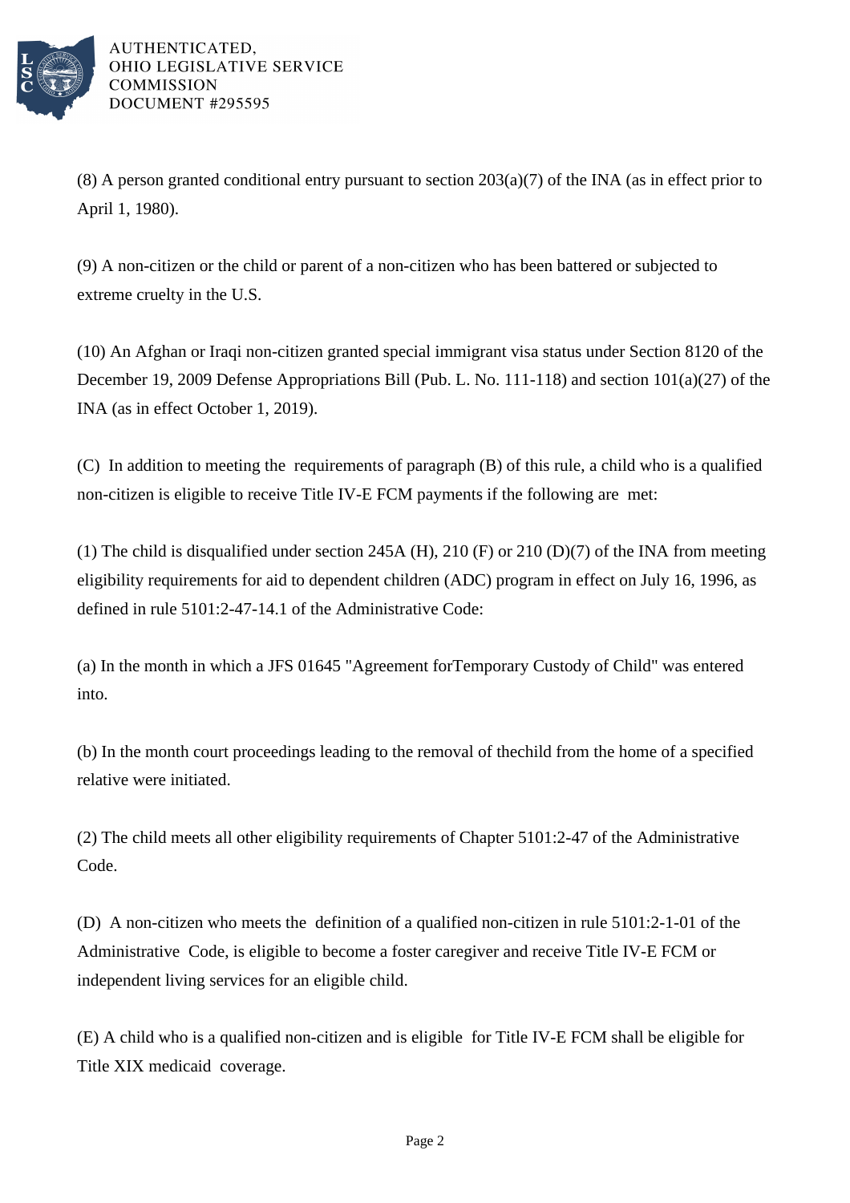(8) A person granted conditional entry pursuant to section 203(a)(7) of the INA (as in effect prior to April 1, 1980).

(9) A non-citizen or the child or parent of a non-citizen who has been battered or subjected to extreme cruelty in the U.S.

(10) An Afghan or Iraqi non-citizen granted special immigrant visa status under Section 8120 of the December 19, 2009 Defense Appropriations Bill (Pub. L. No. 111-118) and section 101(a)(27) of the INA (as in effect October 1, 2019).

(C) In addition to meeting the requirements of paragraph (B) of this rule, a child who is a qualified non-citizen is eligible to receive Title IV-E FCM payments if the following are met:

(1) The child is disqualified under section 245A (H), 210 (F) or 210 (D)(7) of the INA from meeting eligibility requirements for aid to dependent children (ADC) program in effect on July 16, 1996, as defined in rule 5101:2-47-14.1 of the Administrative Code:

(a) In the month in which a JFS 01645 "Agreement forTemporary Custody of Child" was entered into.

(b) In the month court proceedings leading to the removal of thechild from the home of a specified relative were initiated.

(2) The child meets all other eligibility requirements of Chapter 5101:2-47 of the Administrative Code.

(D) A non-citizen who meets the definition of a qualified non-citizen in rule 5101:2-1-01 of the Administrative Code, is eligible to become a foster caregiver and receive Title IV-E FCM or independent living services for an eligible child.

(E) A child who is a qualified non-citizen and is eligible for Title IV-E FCM shall be eligible for Title XIX medicaid coverage.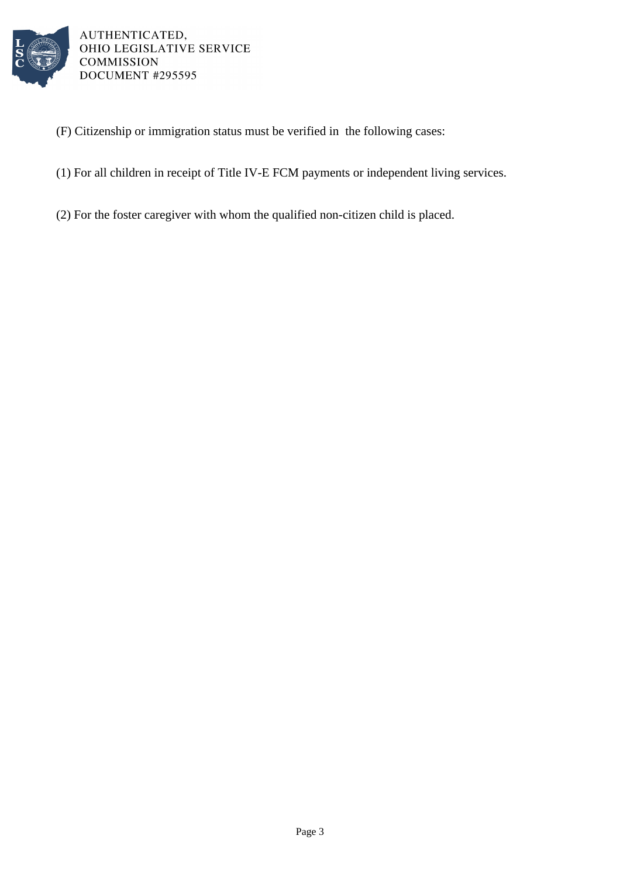(F) Citizenship or immigration status must be verified in the following cases:

(1) For all children in receipt of Title IV-E FCM payments or independent living services.

(2) For the foster caregiver with whom the qualified non-citizen child is placed.